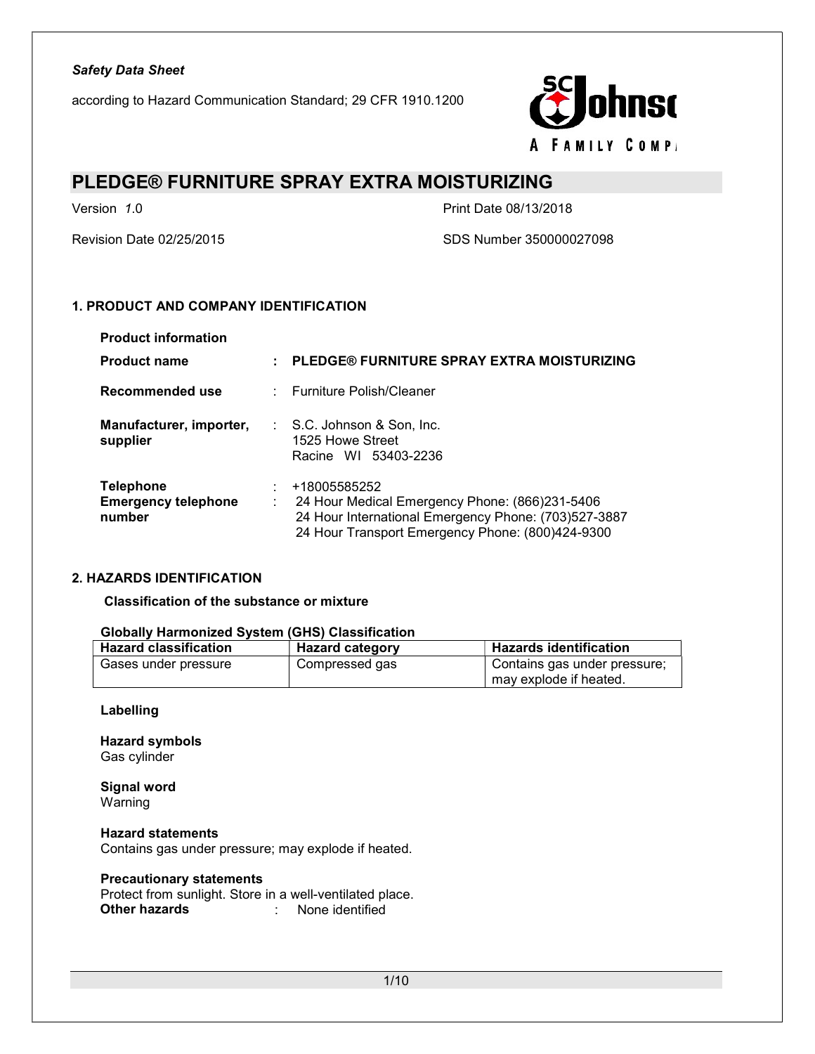*Safety Data Sheet*

according to Hazard Communication Standard; 29 CFR 1910.1200

# PLEDGE® FURNITURE SPRAY EXTRA MOISTURIZING

Version 1.0

Print Date 08/13/2018

Revision Date 02/25/2015

SDS Number 350000027098

## 1. PRODUCT AND COMPANY IDENTIFICATION

**Product information**

**Product name** : **PLEDGE® FURNITURE SPRAY EXTRA MOISTURIZING**

**Recommended use** : Furniture Polish/Cleaner

**Manufacturer, importer, supplier** : S.C. Johnson & Son, Inc.
1525 Howe Street
Racine WI 53403-2236

**Telephone** : +18005585252

**Emergency telephone number** : 24 Hour Medical Emergency Phone: (866)231-5406
24 Hour International Emergency Phone: (703)527-3887
24 Hour Transport Emergency Phone: (800)424-9300

## 2. HAZARDS IDENTIFICATION

**Classification of the substance or mixture**

**Globally Harmonized System (GHS) Classification**

| Hazard classification | Hazard category | Hazards identification |
|---|---|---|
| Gases under pressure | Compressed gas | Contains gas under pressure; may explode if heated. |

**Labelling**

**Hazard symbols**
Gas cylinder

**Signal word**
Warning

**Hazard statements**
Contains gas under pressure; may explode if heated.

**Precautionary statements**
Protect from sunlight. Store in a well-ventilated place.

**Other hazards** : None identified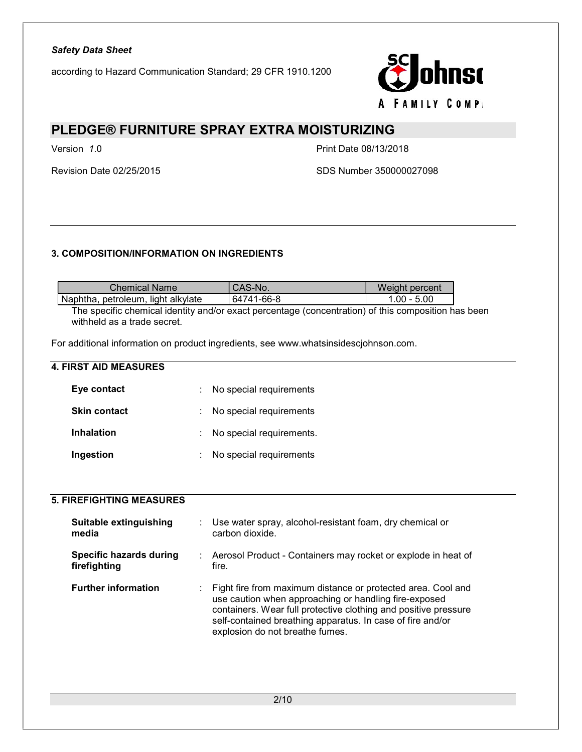## 3. COMPOSITION/INFORMATION ON INGREDIENTS

| Chemical Name | CAS-No. | Weight percent |
| --- | --- | --- |
| Naphtha, petroleum, light alkylate | 64741-66-8 | 1.00 - 5.00 |

The specific chemical identity and/or exact percentage (concentration) of this composition has been withheld as a trade secret.

For additional information on product ingredients, see www.whatsinsidescjohnson.com.

## 4. FIRST AID MEASURES

**Eye contact** : No special requirements

**Skin contact** : No special requirements

**Inhalation** : No special requirements.

**Ingestion** : No special requirements

## 5. FIREFIGHTING MEASURES

**Suitable extinguishing media** : Use water spray, alcohol-resistant foam, dry chemical or carbon dioxide.

**Specific hazards during firefighting** : Aerosol Product - Containers may rocket or explode in heat of fire.

**Further information** : Fight fire from maximum distance or protected area. Cool and use caution when approaching or handling fire-exposed containers. Wear full protective clothing and positive pressure self-contained breathing apparatus. In case of fire and/or explosion do not breathe fumes.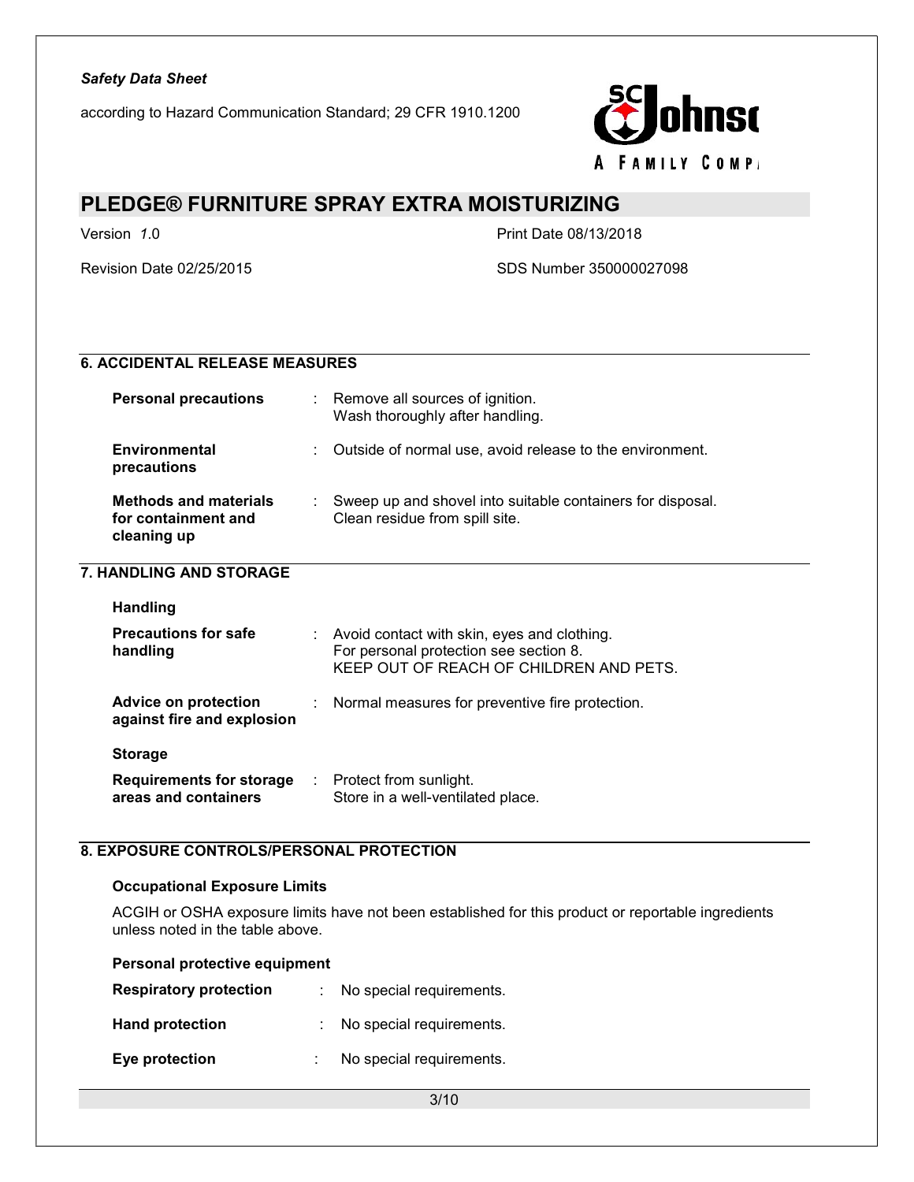## 6. ACCIDENTAL RELEASE MEASURES

| | | |
|---|---|---|
| **Personal precautions** | : | Remove all sources of ignition.<br>Wash thoroughly after handling. |
| **Environmental precautions** | : | Outside of normal use, avoid release to the environment. |
| **Methods and materials for containment and cleaning up** | : | Sweep up and shovel into suitable containers for disposal.<br>Clean residue from spill site. |

## 7. HANDLING AND STORAGE

### Handling

| | | |
|---|---|---|
| **Precautions for safe handling** | : | Avoid contact with skin, eyes and clothing.<br>For personal protection see section 8.<br>KEEP OUT OF REACH OF CHILDREN AND PETS. |
| **Advice on protection against fire and explosion** | : | Normal measures for preventive fire protection. |

### Storage

| | | |
|---|---|---|
| **Requirements for storage areas and containers** | : | Protect from sunlight.<br>Store in a well-ventilated place. |

## 8. EXPOSURE CONTROLS/PERSONAL PROTECTION

### Occupational Exposure Limits

ACGIH or OSHA exposure limits have not been established for this product or reportable ingredients unless noted in the table above.

### Personal protective equipment

| | | |
|---|---|---|
| **Respiratory protection** | : | No special requirements. |
| **Hand protection** | : | No special requirements. |
| **Eye protection** | : | No special requirements. |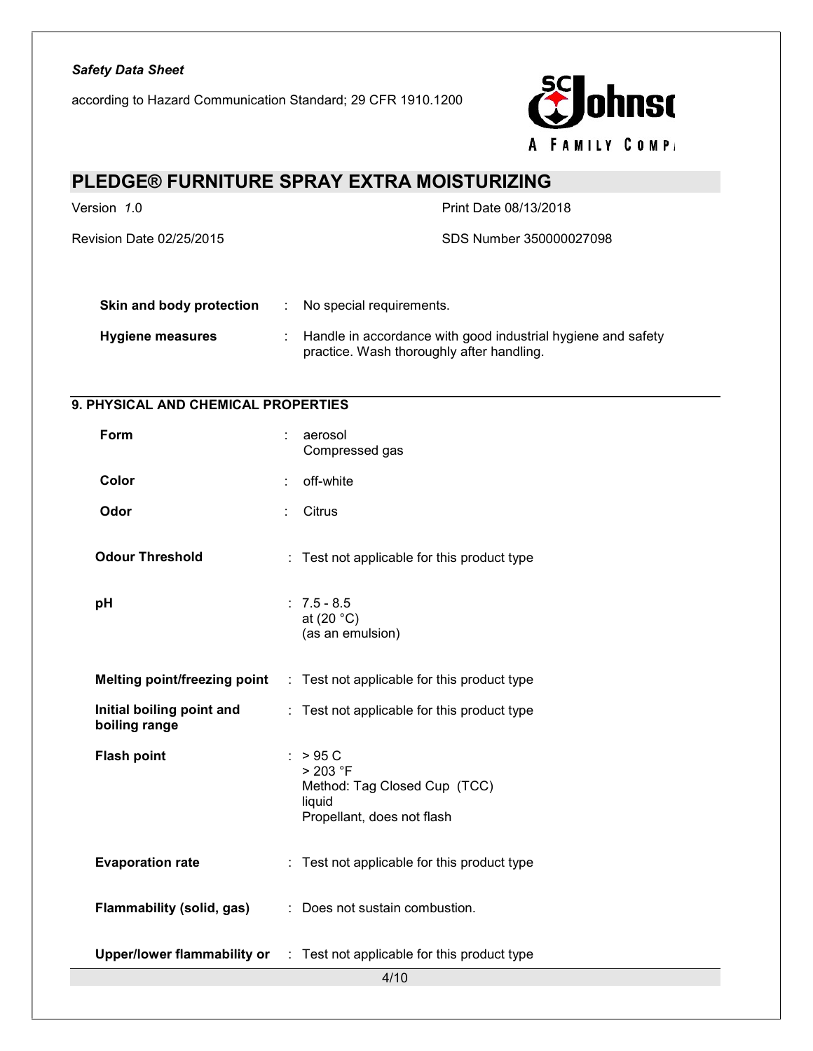| | | |
|---|---|---|
| **Skin and body protection** | : | No special requirements. |
| **Hygiene measures** | : | Handle in accordance with good industrial hygiene and safety practice. Wash thoroughly after handling. |

## 9. PHYSICAL AND CHEMICAL PROPERTIES

| | | |
|---|---|---|
| **Form** | : | aerosol<br>Compressed gas |
| **Color** | : | off-white |
| **Odor** | : | Citrus |
| **Odour Threshold** | : | Test not applicable for this product type |
| **pH** | : | 7.5 - 8.5<br>at (20 °C)<br>(as an emulsion) |
| **Melting point/freezing point** | : | Test not applicable for this product type |
| **Initial boiling point and boiling range** | : | Test not applicable for this product type |
| **Flash point** | : | > 95 C<br>> 203 °F<br>Method: Tag Closed Cup (TCC)<br>liquid<br>Propellant, does not flash |
| **Evaporation rate** | : | Test not applicable for this product type |
| **Flammability (solid, gas)** | : | Does not sustain combustion. |
| **Upper/lower flammability or** | : | Test not applicable for this product type |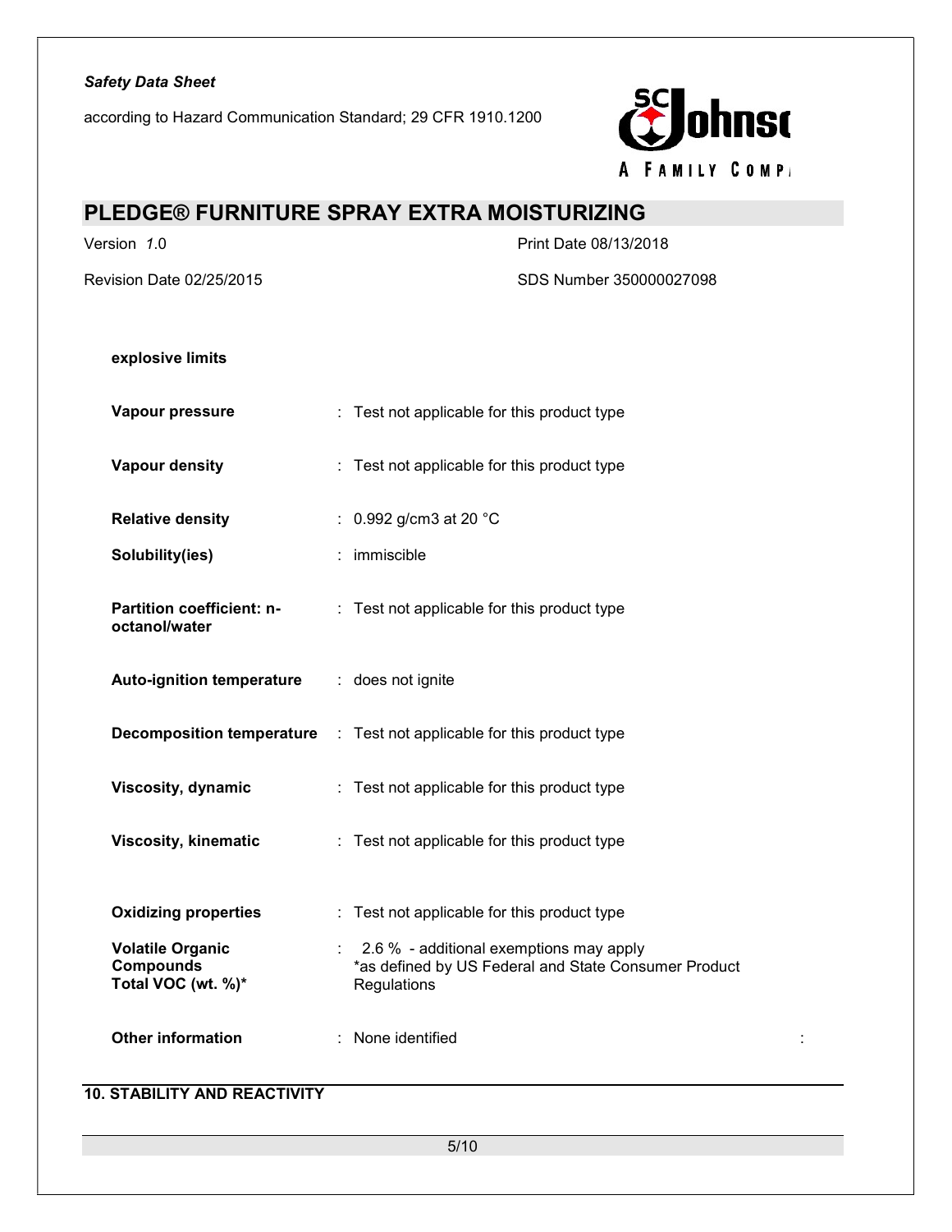**explosive limits**

| | |
|---|---|
| **Vapour pressure** | : Test not applicable for this product type |
| **Vapour density** | : Test not applicable for this product type |
| **Relative density** | : 0.992 g/cm3 at 20 °C |
| **Solubility(ies)** | : immiscible |
| **Partition coefficient: n-octanol/water** | : Test not applicable for this product type |
| **Auto-ignition temperature** | : does not ignite |
| **Decomposition temperature** | : Test not applicable for this product type |
| **Viscosity, dynamic** | : Test not applicable for this product type |
| **Viscosity, kinematic** | : Test not applicable for this product type |
| **Oxidizing properties** | : Test not applicable for this product type |
| **Volatile Organic Compounds Total VOC (wt. %)*** | : 2.6 % - additional exemptions may apply *as defined by US Federal and State Consumer Product Regulations |
| **Other information** | : None identified : |

## 10. STABILITY AND REACTIVITY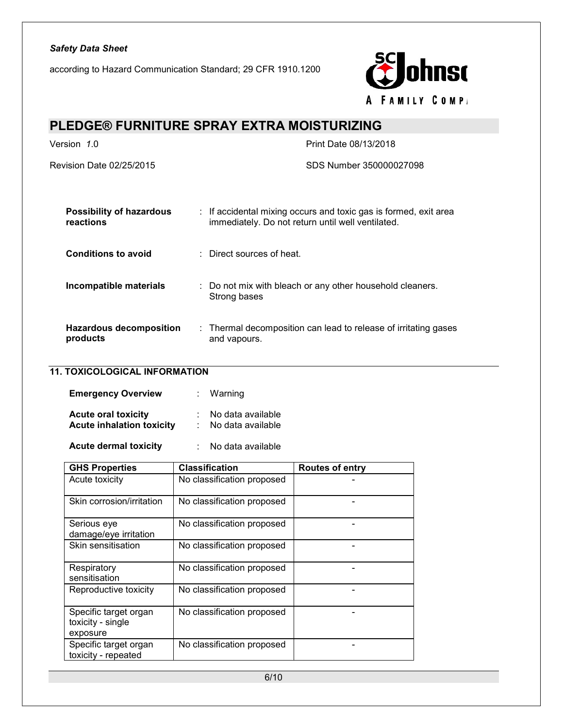| | | |
|---|---|---|
| **Possibility of hazardous reactions** | : | If accidental mixing occurs and toxic gas is formed, exit area immediately. Do not return until well ventilated. |
| **Conditions to avoid** | : | Direct sources of heat. |
| **Incompatible materials** | : | Do not mix with bleach or any other household cleaners. Strong bases |
| **Hazardous decomposition products** | : | Thermal decomposition can lead to release of irritating gases and vapours. |

## 11. TOXICOLOGICAL INFORMATION

| | | |
|---|---|---|
| **Emergency Overview** | : | Warning |
| **Acute oral toxicity** | : | No data available |
| **Acute inhalation toxicity** | : | No data available |
| **Acute dermal toxicity** | : | No data available |

| GHS Properties | Classification | Routes of entry |
|---|---|---|
| Acute toxicity | No classification proposed | - |
| Skin corrosion/irritation | No classification proposed | - |
| Serious eye damage/eye irritation | No classification proposed | - |
| Skin sensitisation | No classification proposed | - |
| Respiratory sensitisation | No classification proposed | - |
| Reproductive toxicity | No classification proposed | - |
| Specific target organ toxicity - single exposure | No classification proposed | - |
| Specific target organ toxicity - repeated | No classification proposed | - |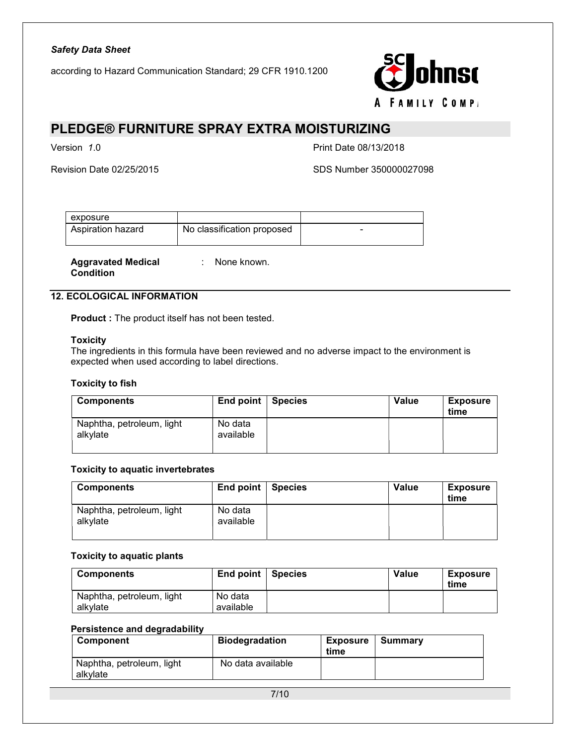| | | |
|---|---|---|
| exposure | | |
| Aspiration hazard | No classification proposed | - |

**Aggravated Medical Condition** : None known.

## 12. ECOLOGICAL INFORMATION

**Product :** The product itself has not been tested.

**Toxicity**

The ingredients in this formula have been reviewed and no adverse impact to the environment is expected when used according to label directions.

**Toxicity to fish**

| Components | End point | Species | Value | Exposure time |
|---|---|---|---|---|
| Naphtha, petroleum, light alkylate | No data available | | | |

**Toxicity to aquatic invertebrates**

| Components | End point | Species | Value | Exposure time |
|---|---|---|---|---|
| Naphtha, petroleum, light alkylate | No data available | | | |

**Toxicity to aquatic plants**

| Components | End point | Species | Value | Exposure time |
|---|---|---|---|---|
| Naphtha, petroleum, light alkylate | No data available | | | |

**Persistence and degradability**

| Component | Biodegradation | Exposure time | Summary |
|---|---|---|---|
| Naphtha, petroleum, light alkylate | No data available | | |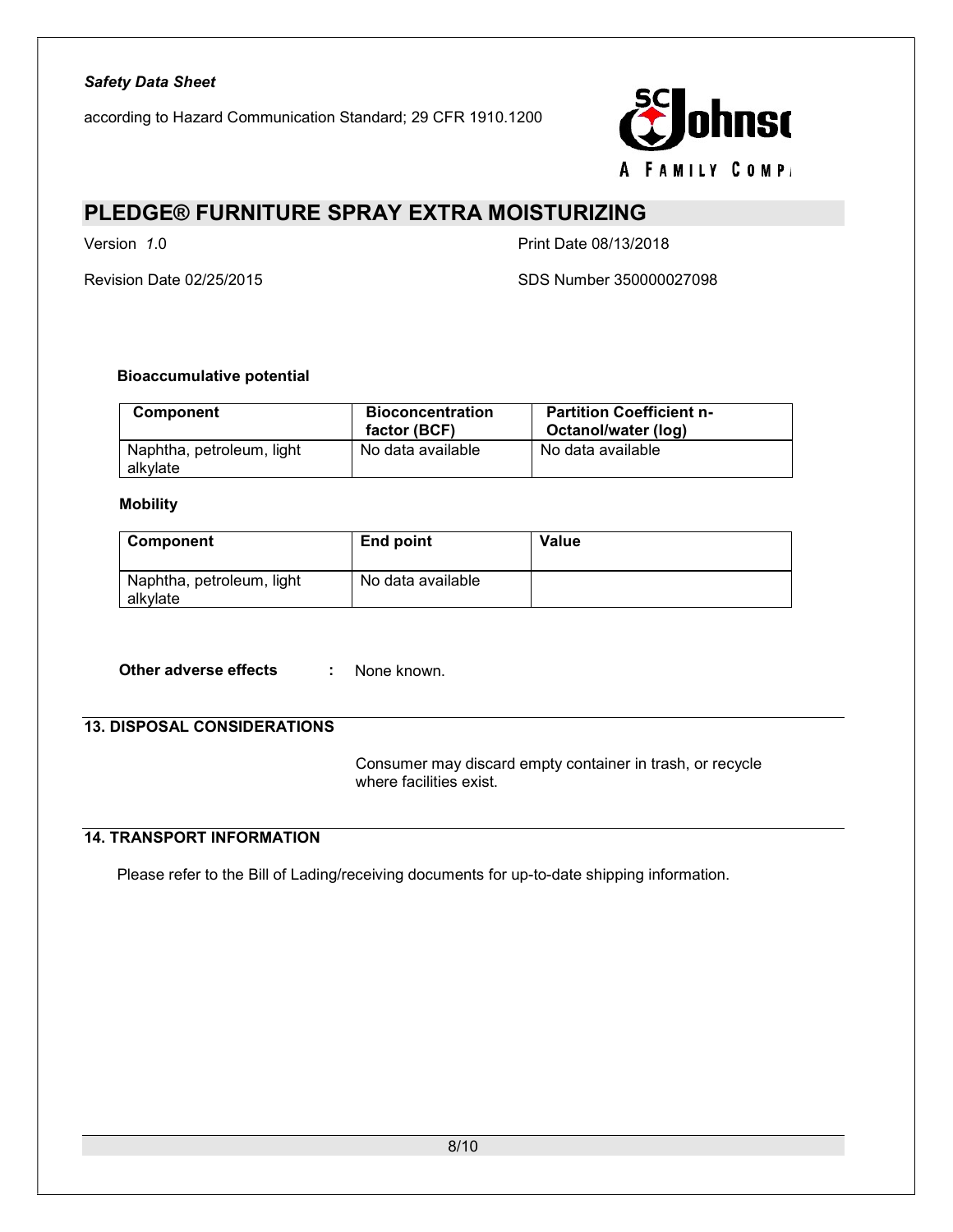**Bioaccumulative potential**

| Component | Bioconcentration factor (BCF) | Partition Coefficient n-Octanol/water (log) |
|---|---|---|
| Naphtha, petroleum, light alkylate | No data available | No data available |

**Mobility**

| Component | End point | Value |
|---|---|---|
| Naphtha, petroleum, light alkylate | No data available | |

**Other adverse effects** : None known.

## 13. DISPOSAL CONSIDERATIONS

Consumer may discard empty container in trash, or recycle where facilities exist.

## 14. TRANSPORT INFORMATION

Please refer to the Bill of Lading/receiving documents for up-to-date shipping information.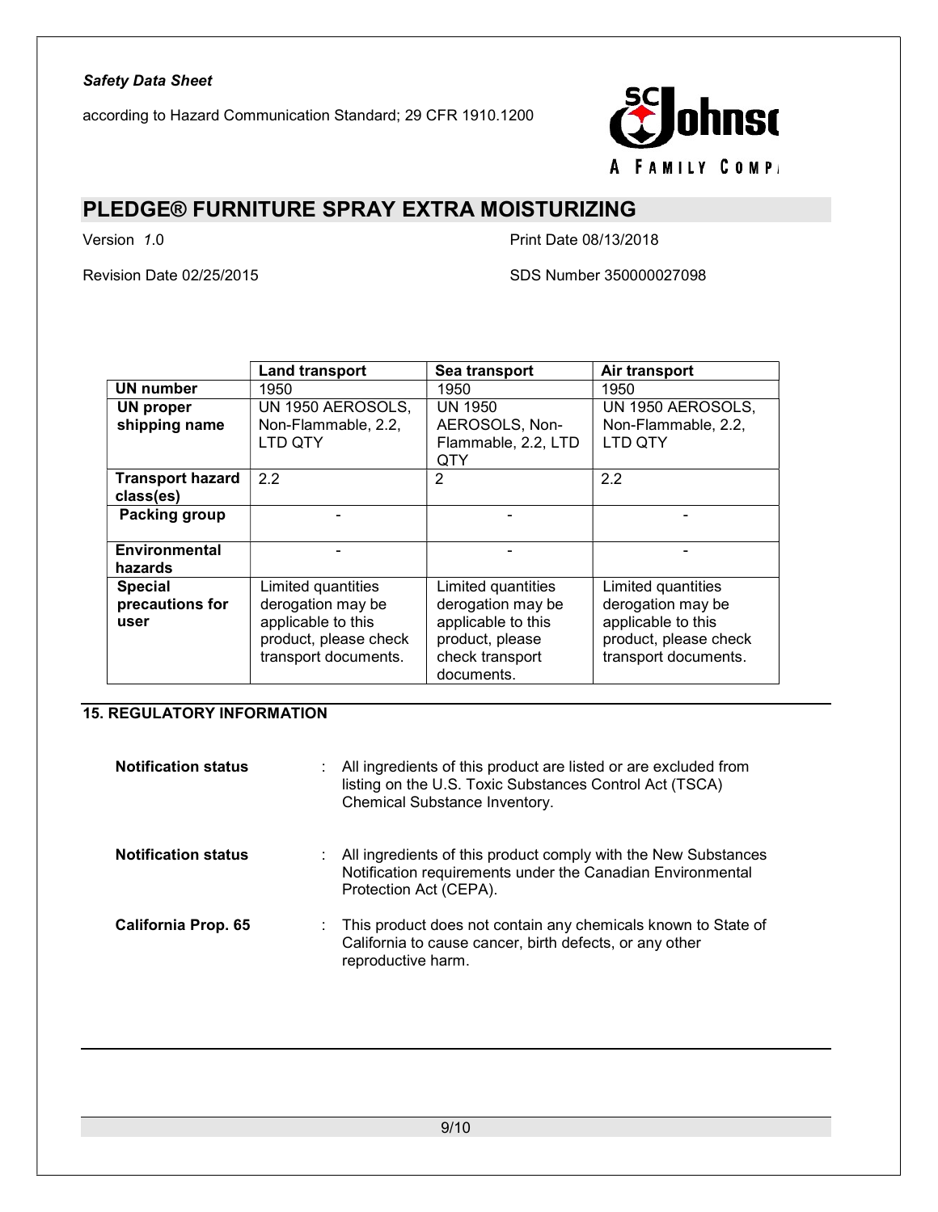| | Land transport | Sea transport | Air transport |
|---|---|---|---|
| **UN number** | 1950 | 1950 | 1950 |
| **UN proper shipping name** | UN 1950 AEROSOLS, Non-Flammable, 2.2, LTD QTY | UN 1950 AEROSOLS, Non-Flammable, 2.2, LTD QTY | UN 1950 AEROSOLS, Non-Flammable, 2.2, LTD QTY |
| **Transport hazard class(es)** | 2.2 | 2 | 2.2 |
| **Packing group** | - | - | - |
| **Environmental hazards** | - | - | - |
| **Special precautions for user** | Limited quantities derogation may be applicable to this product, please check transport documents. | Limited quantities derogation may be applicable to this product, please check transport documents. | Limited quantities derogation may be applicable to this product, please check transport documents. |

## 15. REGULATORY INFORMATION

**Notification status** : All ingredients of this product are listed or are excluded from listing on the U.S. Toxic Substances Control Act (TSCA) Chemical Substance Inventory.

**Notification status** : All ingredients of this product comply with the New Substances Notification requirements under the Canadian Environmental Protection Act (CEPA).

**California Prop. 65** : This product does not contain any chemicals known to State of California to cause cancer, birth defects, or any other reproductive harm.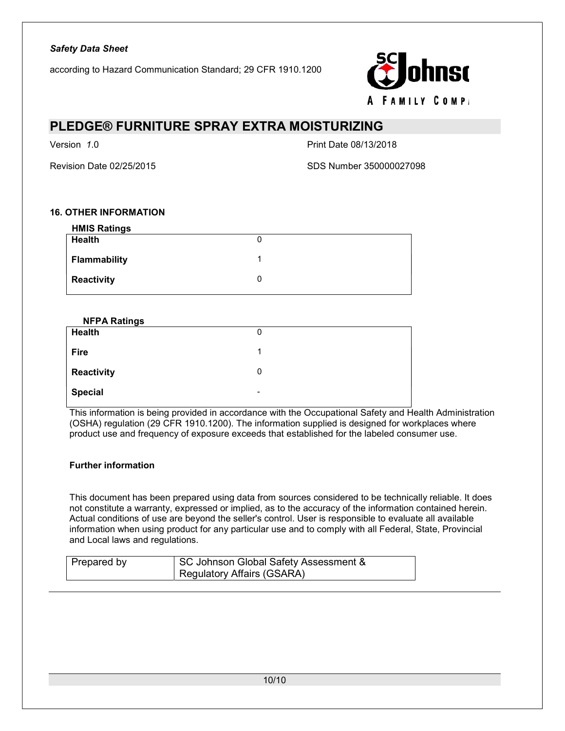## 16. OTHER INFORMATION

**HMIS Ratings**

| | |
|---|---|
| **Health** | 0 |
| **Flammability** | 1 |
| **Reactivity** | 0 |

**NFPA Ratings**

| | |
|---|---|
| **Health** | 0 |
| **Fire** | 1 |
| **Reactivity** | 0 |
| **Special** | - |

This information is being provided in accordance with the Occupational Safety and Health Administration (OSHA) regulation (29 CFR 1910.1200). The information supplied is designed for workplaces where product use and frequency of exposure exceeds that established for the labeled consumer use.

**Further information**

This document has been prepared using data from sources considered to be technically reliable. It does not constitute a warranty, expressed or implied, as to the accuracy of the information contained herein. Actual conditions of use are beyond the seller's control. User is responsible to evaluate all available information when using product for any particular use and to comply with all Federal, State, Provincial and Local laws and regulations.

| | |
|---|---|
| Prepared by | SC Johnson Global Safety Assessment & Regulatory Affairs (GSARA) |